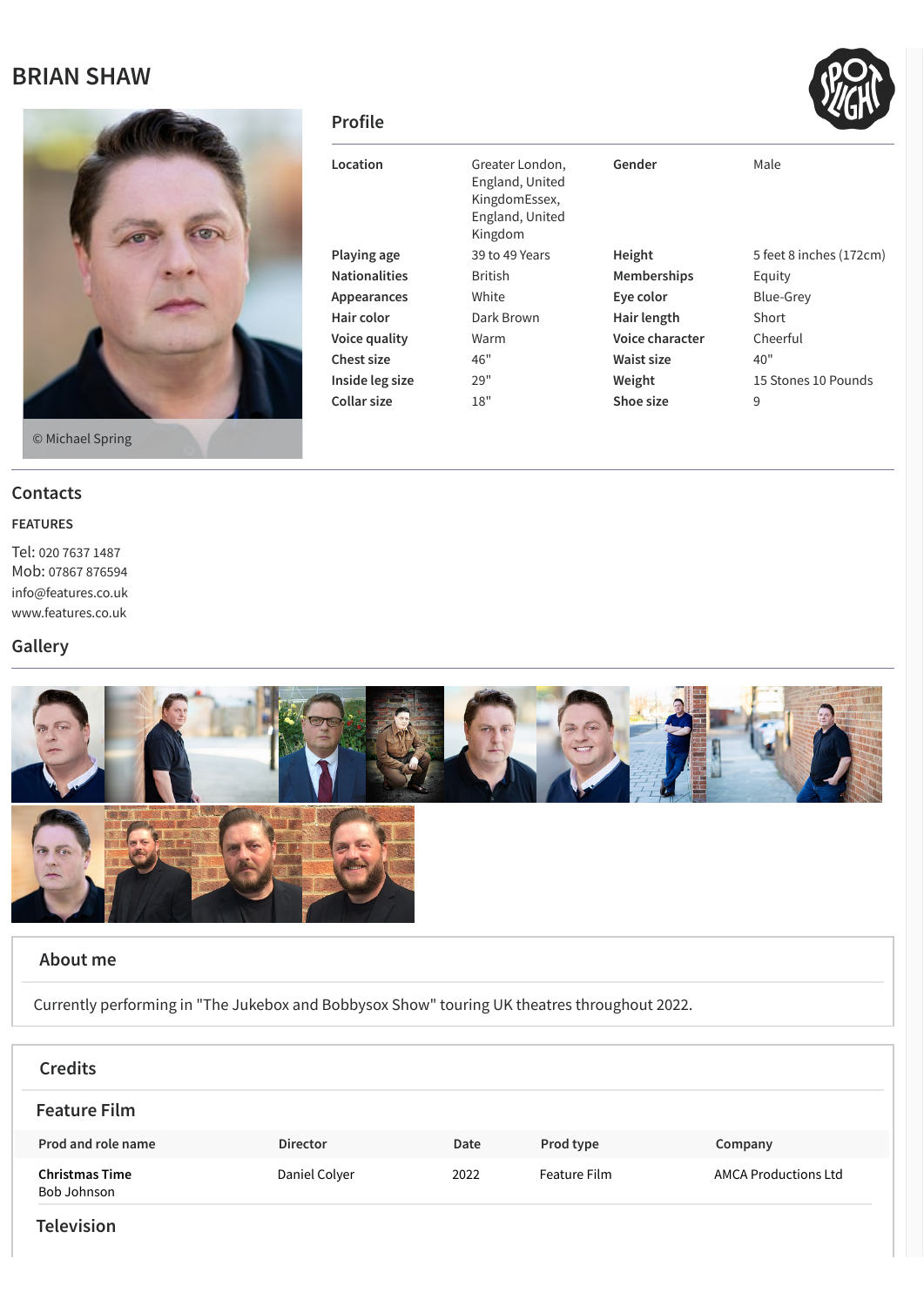# BRIAN SHAW

© Michael Spring

## Profile

| | | | |
|---|---|---|---|
| **Location** | Greater London, England, United KingdomEssex, England, United Kingdom | **Gender** | Male |
| **Playing age** | 39 to 49 Years | **Height** | 5 feet 8 inches (172cm) |
| **Nationalities** | British | **Memberships** | Equity |
| **Appearances** | White | **Eye color** | Blue-Grey |
| **Hair color** | Dark Brown | **Hair length** | Short |
| **Voice quality** | Warm | **Voice character** | Cheerful |
| **Chest size** | 46" | **Waist size** | 40" |
| **Inside leg size** | 29" | **Weight** | 15 Stones 10 Pounds |
| **Collar size** | 18" | **Shoe size** | 9 |

## Contacts

**FEATURES**

Tel: 020 7637 1487
Mob: 07867 876594
info@features.co.uk
www.features.co.uk

## Gallery

## About me

Currently performing in "The Jukebox and Bobbysox Show" touring UK theatres throughout 2022.

## Credits

### Feature Film

| Prod and role name | Director | Date | Prod type | Company |
|---|---|---|---|---|
| **Christmas Time** Bob Johnson | Daniel Colyer | 2022 | Feature Film | AMCA Productions Ltd |

### Television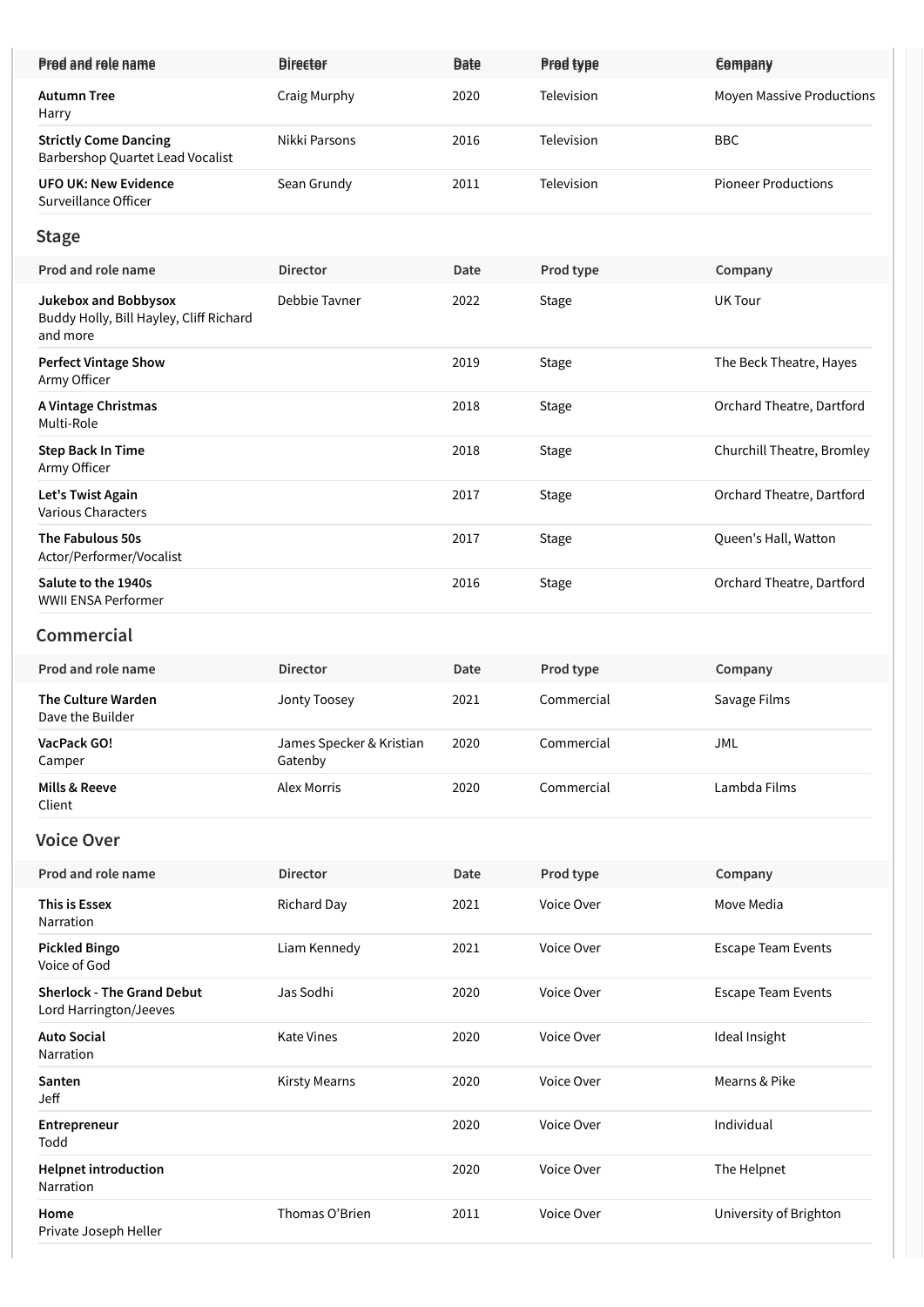| Prod and role name | Director | Date | Prod type | Company |
|---|---|---|---|---|
| **Autumn Tree**<br>Harry | Craig Murphy | 2020 | Television | Moyen Massive Productions |
| **Strictly Come Dancing**<br>Barbershop Quartet Lead Vocalist | Nikki Parsons | 2016 | Television | BBC |
| **UFO UK: New Evidence**<br>Surveillance Officer | Sean Grundy | 2011 | Television | Pioneer Productions |

## Stage

| Prod and role name | Director | Date | Prod type | Company |
|---|---|---|---|---|
| **Jukebox and Bobbysox**<br>Buddy Holly, Bill Hayley, Cliff Richard and more | Debbie Tavner | 2022 | Stage | UK Tour |
| **Perfect Vintage Show**<br>Army Officer | | 2019 | Stage | The Beck Theatre, Hayes |
| **A Vintage Christmas**<br>Multi-Role | | 2018 | Stage | Orchard Theatre, Dartford |
| **Step Back In Time**<br>Army Officer | | 2018 | Stage | Churchill Theatre, Bromley |
| **Let's Twist Again**<br>Various Characters | | 2017 | Stage | Orchard Theatre, Dartford |
| **The Fabulous 50s**<br>Actor/Performer/Vocalist | | 2017 | Stage | Queen's Hall, Watton |
| **Salute to the 1940s**<br>WWII ENSA Performer | | 2016 | Stage | Orchard Theatre, Dartford |

## Commercial

| Prod and role name | Director | Date | Prod type | Company |
|---|---|---|---|---|
| **The Culture Warden**<br>Dave the Builder | Jonty Toosey | 2021 | Commercial | Savage Films |
| **VacPack GO!**<br>Camper | James Specker & Kristian Gatenby | 2020 | Commercial | JML |
| **Mills & Reeve**<br>Client | Alex Morris | 2020 | Commercial | Lambda Films |

## Voice Over

| Prod and role name | Director | Date | Prod type | Company |
|---|---|---|---|---|
| **This is Essex**<br>Narration | Richard Day | 2021 | Voice Over | Move Media |
| **Pickled Bingo**<br>Voice of God | Liam Kennedy | 2021 | Voice Over | Escape Team Events |
| **Sherlock - The Grand Debut**<br>Lord Harrington/Jeeves | Jas Sodhi | 2020 | Voice Over | Escape Team Events |
| **Auto Social**<br>Narration | Kate Vines | 2020 | Voice Over | Ideal Insight |
| **Santen**<br>Jeff | Kirsty Mearns | 2020 | Voice Over | Mearns & Pike |
| **Entrepreneur**<br>Todd | | 2020 | Voice Over | Individual |
| **Helpnet introduction**<br>Narration | | 2020 | Voice Over | The Helpnet |
| **Home**<br>Private Joseph Heller | Thomas O'Brien | 2011 | Voice Over | University of Brighton |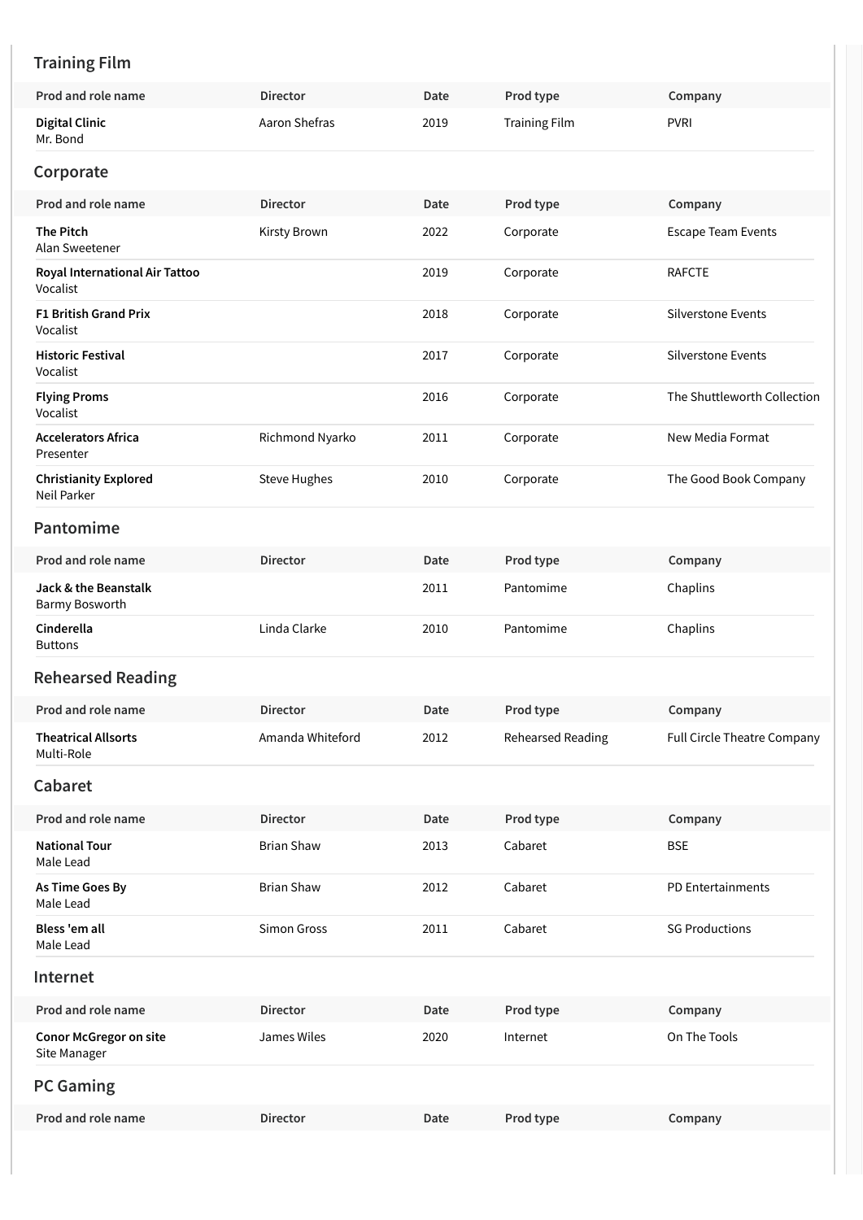## Training Film

| Prod and role name | Director | Date | Prod type | Company |
|---|---|---|---|---|
| **Digital Clinic**<br>Mr. Bond | Aaron Shefras | 2019 | Training Film | PVRI |

## Corporate

| Prod and role name | Director | Date | Prod type | Company |
|---|---|---|---|---|
| **The Pitch**<br>Alan Sweetener | Kirsty Brown | 2022 | Corporate | Escape Team Events |
| **Royal International Air Tattoo**<br>Vocalist | | 2019 | Corporate | RAFCTE |
| **F1 British Grand Prix**<br>Vocalist | | 2018 | Corporate | Silverstone Events |
| **Historic Festival**<br>Vocalist | | 2017 | Corporate | Silverstone Events |
| **Flying Proms**<br>Vocalist | | 2016 | Corporate | The Shuttleworth Collection |
| **Accelerators Africa**<br>Presenter | Richmond Nyarko | 2011 | Corporate | New Media Format |
| **Christianity Explored**<br>Neil Parker | Steve Hughes | 2010 | Corporate | The Good Book Company |

## Pantomime

| Prod and role name | Director | Date | Prod type | Company |
|---|---|---|---|---|
| **Jack & the Beanstalk**<br>Barmy Bosworth | | 2011 | Pantomime | Chaplins |
| **Cinderella**<br>Buttons | Linda Clarke | 2010 | Pantomime | Chaplins |

## Rehearsed Reading

| Prod and role name | Director | Date | Prod type | Company |
|---|---|---|---|---|
| **Theatrical Allsorts**<br>Multi-Role | Amanda Whiteford | 2012 | Rehearsed Reading | Full Circle Theatre Company |

## Cabaret

| Prod and role name | Director | Date | Prod type | Company |
|---|---|---|---|---|
| **National Tour**<br>Male Lead | Brian Shaw | 2013 | Cabaret | BSE |
| **As Time Goes By**<br>Male Lead | Brian Shaw | 2012 | Cabaret | PD Entertainments |
| **Bless 'em all**<br>Male Lead | Simon Gross | 2011 | Cabaret | SG Productions |

## Internet

| Prod and role name | Director | Date | Prod type | Company |
|---|---|---|---|---|
| **Conor McGregor on site**<br>Site Manager | James Wiles | 2020 | Internet | On The Tools |

## PC Gaming

| Prod and role name | Director | Date | Prod type | Company |
|---|---|---|---|---|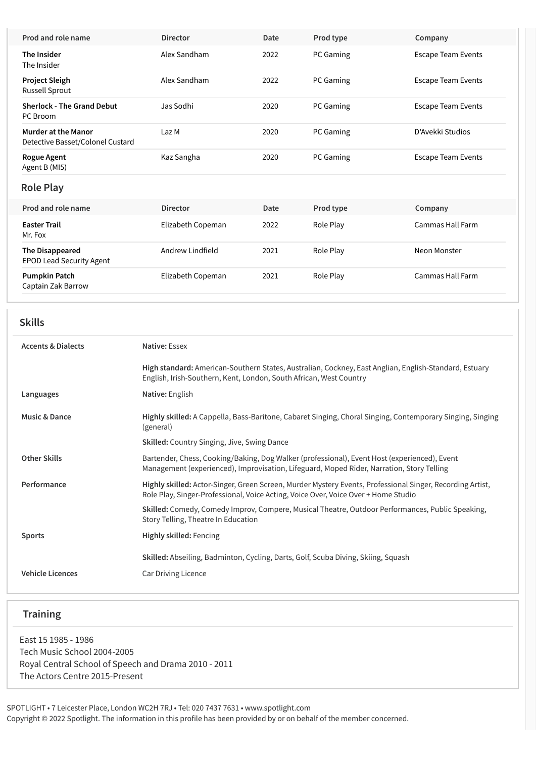| Prod and role name | Director | Date | Prod type | Company |
|---|---|---|---|---|
| **The Insider**<br>The Insider | Alex Sandham | 2022 | PC Gaming | Escape Team Events |
| **Project Sleigh**<br>Russell Sprout | Alex Sandham | 2022 | PC Gaming | Escape Team Events |
| **Sherlock - The Grand Debut**<br>PC Broom | Jas Sodhi | 2020 | PC Gaming | Escape Team Events |
| **Murder at the Manor**<br>Detective Basset/Colonel Custard | Laz M | 2020 | PC Gaming | D'Avekki Studios |
| **Rogue Agent**<br>Agent B (MI5) | Kaz Sangha | 2020 | PC Gaming | Escape Team Events |

## Role Play

| Prod and role name | Director | Date | Prod type | Company |
|---|---|---|---|---|
| **Easter Trail**<br>Mr. Fox | Elizabeth Copeman | 2022 | Role Play | Cammas Hall Farm |
| **The Disappeared**<br>EPOD Lead Security Agent | Andrew Lindfield | 2021 | Role Play | Neon Monster |
| **Pumpkin Patch**<br>Captain Zak Barrow | Elizabeth Copeman | 2021 | Role Play | Cammas Hall Farm |

## Skills

| | |
|---|---|
| **Accents & Dialects** | **Native:** Essex |
| | **High standard:** American-Southern States, Australian, Cockney, East Anglian, English-Standard, Estuary English, Irish-Southern, Kent, London, South African, West Country |
| **Languages** | **Native:** English |
| **Music & Dance** | **Highly skilled:** A Cappella, Bass-Baritone, Cabaret Singing, Choral Singing, Contemporary Singing, Singing (general) |
| | **Skilled:** Country Singing, Jive, Swing Dance |
| **Other Skills** | Bartender, Chess, Cooking/Baking, Dog Walker (professional), Event Host (experienced), Event Management (experienced), Improvisation, Lifeguard, Moped Rider, Narration, Story Telling |
| **Performance** | **Highly skilled:** Actor-Singer, Green Screen, Murder Mystery Events, Professional Singer, Recording Artist, Role Play, Singer-Professional, Voice Acting, Voice Over, Voice Over + Home Studio |
| | **Skilled:** Comedy, Comedy Improv, Compere, Musical Theatre, Outdoor Performances, Public Speaking, Story Telling, Theatre In Education |
| **Sports** | **Highly skilled:** Fencing |
| | **Skilled:** Abseiling, Badminton, Cycling, Darts, Golf, Scuba Diving, Skiing, Squash |
| **Vehicle Licences** | Car Driving Licence |

## Training

East 15 1985 - 1986
Tech Music School 2004-2005
Royal Central School of Speech and Drama 2010 - 2011
The Actors Centre 2015-Present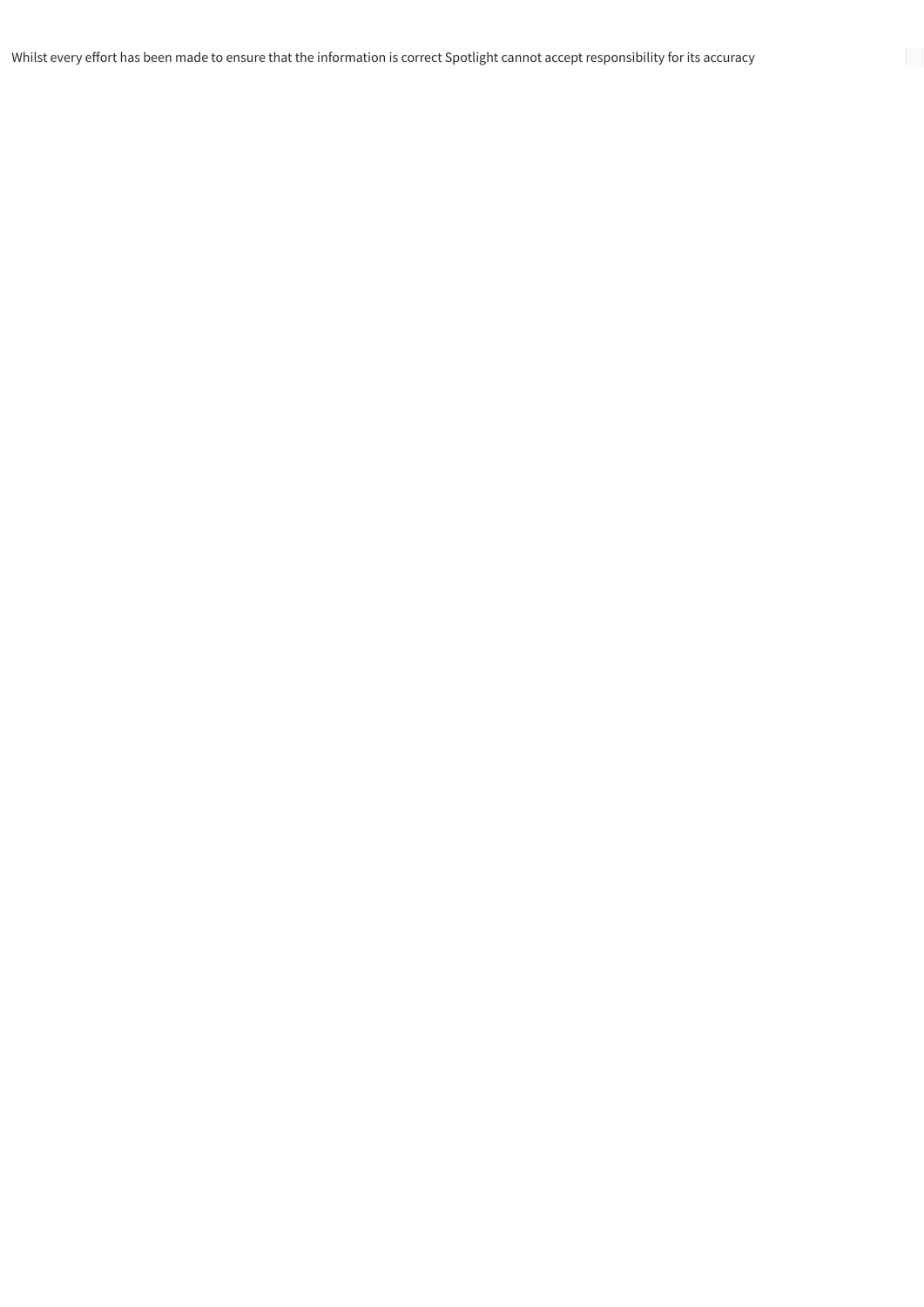Whilst every effort has been made to ensure that the information is correct Spotlight cannot accept responsibility for its accuracy